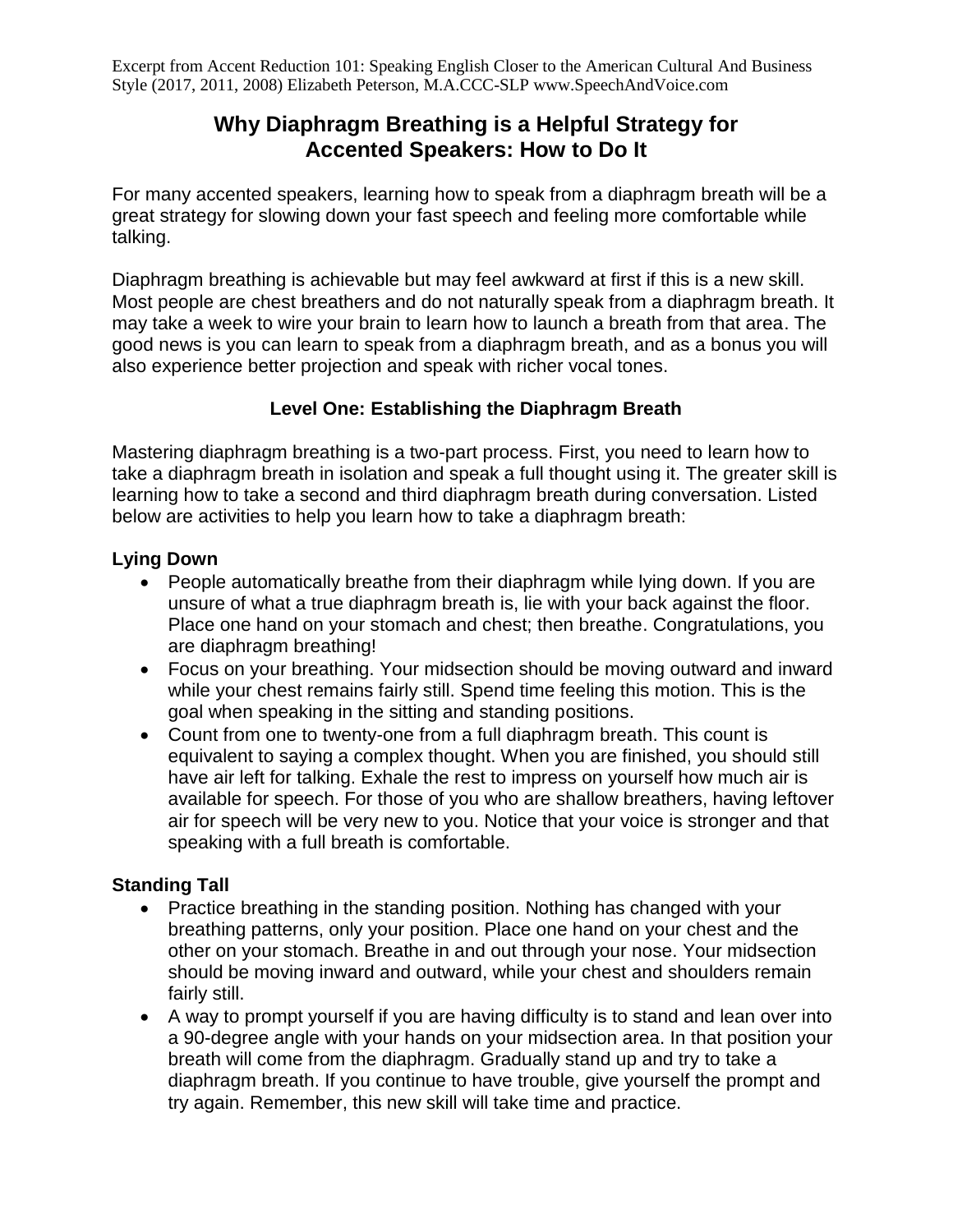Excerpt from Accent Reduction 101: Speaking English Closer to the American Cultural And Business Style (2017, 2011, 2008) Elizabeth Peterson, M.A.CCC-SLP www.SpeechAndVoice.com

# Why Diaphragm Breathing is a Helpful Strategy for Accented Speakers: How to Do It

For many accented speakers, learning how to speak from a diaphragm breath will be a great strategy for slowing down your fast speech and feeling more comfortable while talking.

Diaphragm breathing is achievable but may feel awkward at first if this is a new skill. Most people are chest breathers and do not naturally speak from a diaphragm breath. It may take a week to wire your brain to learn how to launch a breath from that area. The good news is you can learn to speak from a diaphragm breath, and as a bonus you will also experience better projection and speak with richer vocal tones.

## Level One: Establishing the Diaphragm Breath

Mastering diaphragm breathing is a two-part process. First, you need to learn how to take a diaphragm breath in isolation and speak a full thought using it. The greater skill is learning how to take a second and third diaphragm breath during conversation. Listed below are activities to help you learn how to take a diaphragm breath:

### Lying Down

- People automatically breathe from their diaphragm while lying down. If you are unsure of what a true diaphragm breath is, lie with your back against the floor. Place one hand on your stomach and chest; then breathe. Congratulations, you are diaphragm breathing!
- Focus on your breathing. Your midsection should be moving outward and inward while your chest remains fairly still. Spend time feeling this motion. This is the goal when speaking in the sitting and standing positions.
- Count from one to twenty-one from a full diaphragm breath. This count is equivalent to saying a complex thought. When you are finished, you should still have air left for talking. Exhale the rest to impress on yourself how much air is available for speech. For those of you who are shallow breathers, having leftover air for speech will be very new to you. Notice that your voice is stronger and that speaking with a full breath is comfortable.

### Standing Tall

- Practice breathing in the standing position. Nothing has changed with your breathing patterns, only your position. Place one hand on your chest and the other on your stomach. Breathe in and out through your nose. Your midsection should be moving inward and outward, while your chest and shoulders remain fairly still.
- A way to prompt yourself if you are having difficulty is to stand and lean over into a 90-degree angle with your hands on your midsection area. In that position your breath will come from the diaphragm. Gradually stand up and try to take a diaphragm breath. If you continue to have trouble, give yourself the prompt and try again. Remember, this new skill will take time and practice.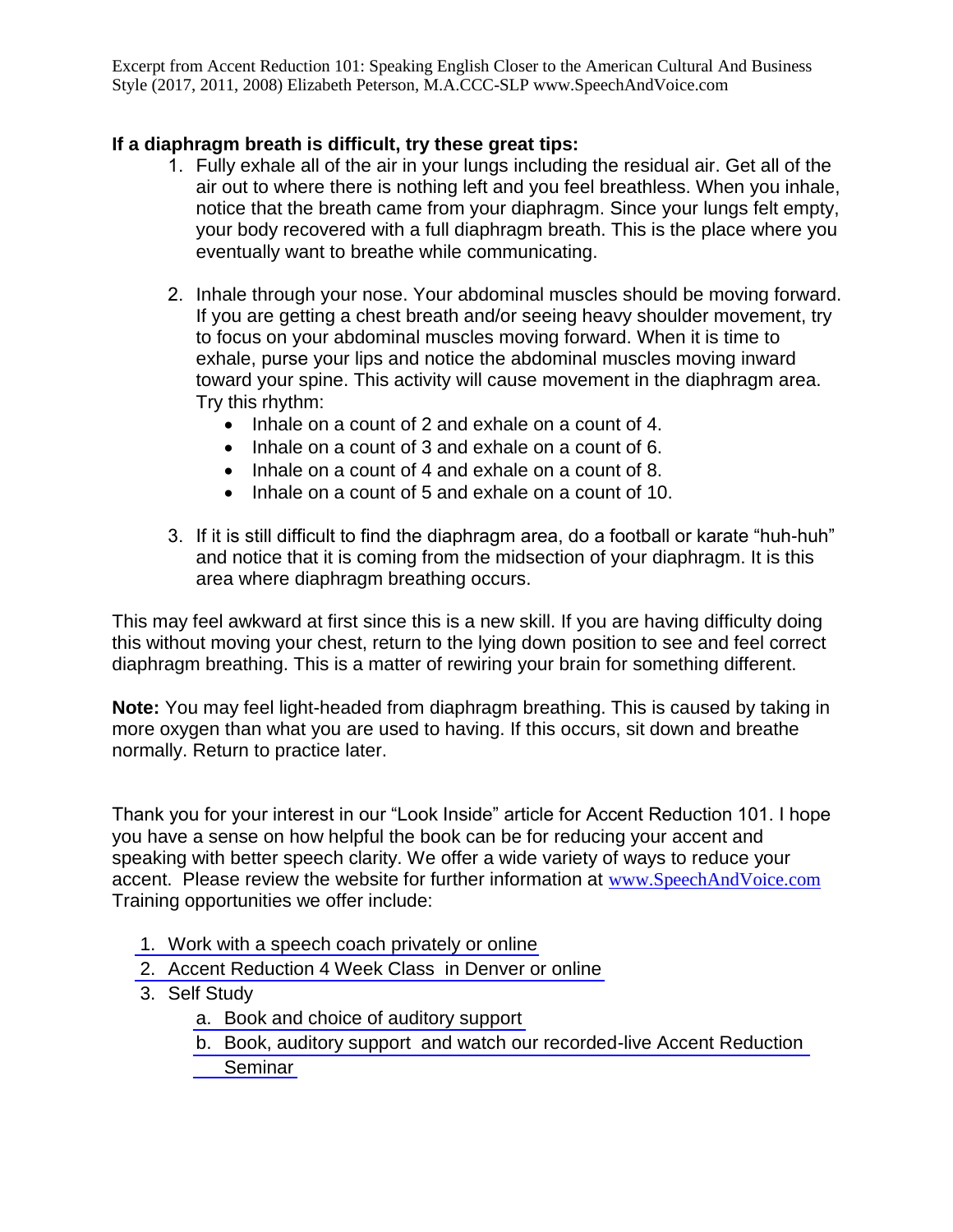Excerpt from Accent Reduction 101: Speaking English Closer to the American Cultural And Business Style (2017, 2011, 2008) Elizabeth Peterson, M.A.CCC-SLP www.SpeechAndVoice.com

**If a diaphragm breath is difficult, try these great tips:**

1. Fully exhale all of the air in your lungs including the residual air. Get all of the air out to where there is nothing left and you feel breathless. When you inhale, notice that the breath came from your diaphragm. Since your lungs felt empty, your body recovered with a full diaphragm breath. This is the place where you eventually want to breathe while communicating.

2. Inhale through your nose. Your abdominal muscles should be moving forward. If you are getting a chest breath and/or seeing heavy shoulder movement, try to focus on your abdominal muscles moving forward. When it is time to exhale, purse your lips and notice the abdominal muscles moving inward toward your spine. This activity will cause movement in the diaphragm area. Try this rhythm:
   - Inhale on a count of 2 and exhale on a count of 4.
   - Inhale on a count of 3 and exhale on a count of 6.
   - Inhale on a count of 4 and exhale on a count of 8.
   - Inhale on a count of 5 and exhale on a count of 10.

3. If it is still difficult to find the diaphragm area, do a football or karate "huh-huh" and notice that it is coming from the midsection of your diaphragm. It is this area where diaphragm breathing occurs.

This may feel awkward at first since this is a new skill. If you are having difficulty doing this without moving your chest, return to the lying down position to see and feel correct diaphragm breathing. This is a matter of rewiring your brain for something different.

**Note:** You may feel light-headed from diaphragm breathing. This is caused by taking in more oxygen than what you are used to having. If this occurs, sit down and breathe normally. Return to practice later.

Thank you for your interest in our "Look Inside" article for Accent Reduction 101. I hope you have a sense on how helpful the book can be for reducing your accent and speaking with better speech clarity. We offer a wide variety of ways to reduce your accent. Please review the website for further information at www.SpeechAndVoice.com Training opportunities we offer include:

1. Work with a speech coach privately or online
2. Accent Reduction 4 Week Class in Denver or online
3. Self Study
   a. Book and choice of auditory support
   b. Book, auditory support and watch our recorded-live Accent Reduction Seminar